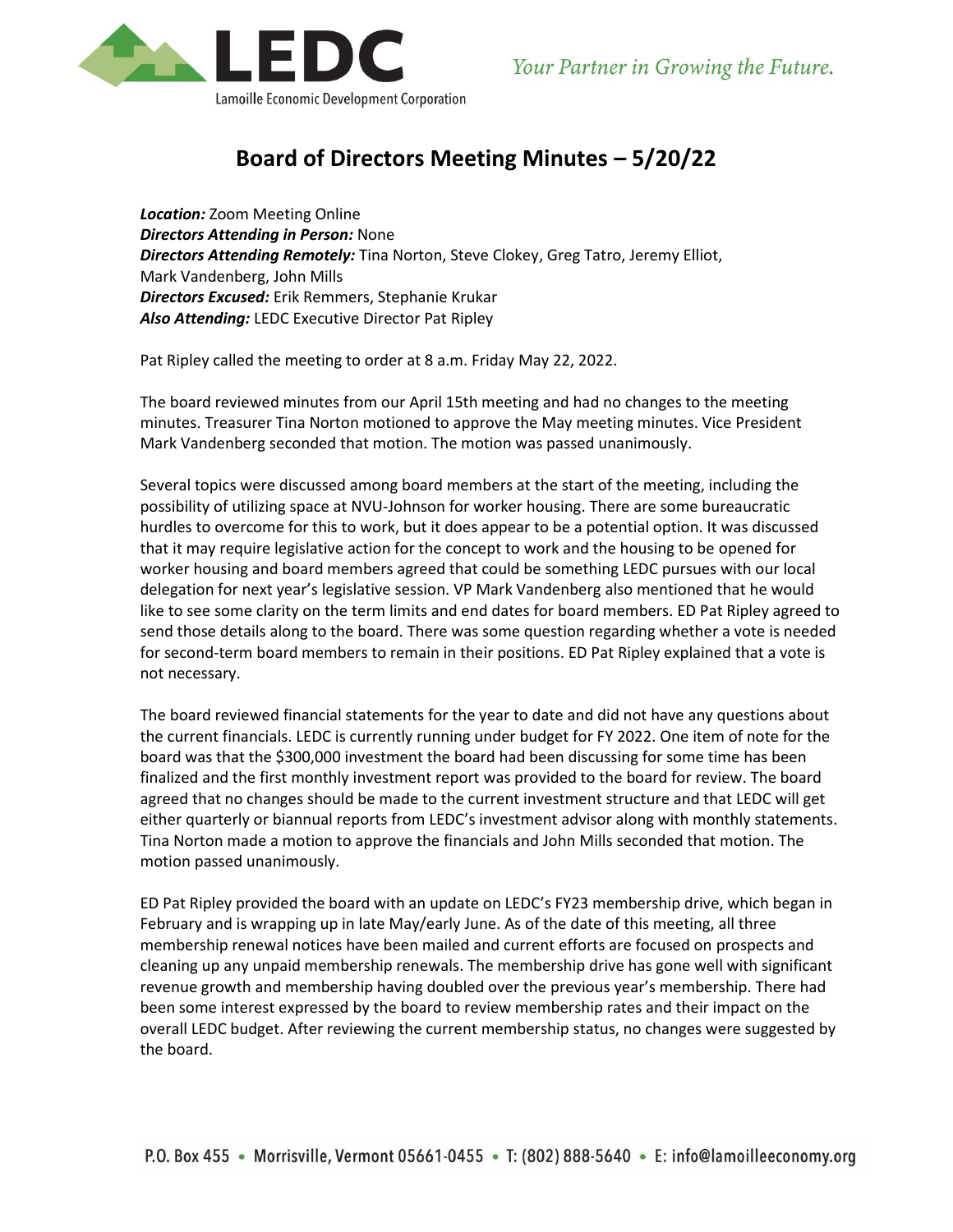# Board of Directors Meeting Minutes – 5/20/22

***Location:*** Zoom Meeting Online
***Directors Attending in Person:*** None
***Directors Attending Remotely:*** Tina Norton, Steve Clokey, Greg Tatro, Jeremy Elliot, Mark Vandenberg, John Mills
***Directors Excused:*** Erik Remmers, Stephanie Krukar
***Also Attending:*** LEDC Executive Director Pat Ripley

Pat Ripley called the meeting to order at 8 a.m. Friday May 22, 2022.

The board reviewed minutes from our April 15th meeting and had no changes to the meeting minutes. Treasurer Tina Norton motioned to approve the May meeting minutes. Vice President Mark Vandenberg seconded that motion. The motion was passed unanimously.

Several topics were discussed among board members at the start of the meeting, including the possibility of utilizing space at NVU-Johnson for worker housing. There are some bureaucratic hurdles to overcome for this to work, but it does appear to be a potential option. It was discussed that it may require legislative action for the concept to work and the housing to be opened for worker housing and board members agreed that could be something LEDC pursues with our local delegation for next year's legislative session. VP Mark Vandenberg also mentioned that he would like to see some clarity on the term limits and end dates for board members. ED Pat Ripley agreed to send those details along to the board. There was some question regarding whether a vote is needed for second-term board members to remain in their positions. ED Pat Ripley explained that a vote is not necessary.

The board reviewed financial statements for the year to date and did not have any questions about the current financials. LEDC is currently running under budget for FY 2022. One item of note for the board was that the $300,000 investment the board had been discussing for some time has been finalized and the first monthly investment report was provided to the board for review. The board agreed that no changes should be made to the current investment structure and that LEDC will get either quarterly or biannual reports from LEDC's investment advisor along with monthly statements. Tina Norton made a motion to approve the financials and John Mills seconded that motion. The motion passed unanimously.

ED Pat Ripley provided the board with an update on LEDC's FY23 membership drive, which began in February and is wrapping up in late May/early June. As of the date of this meeting, all three membership renewal notices have been mailed and current efforts are focused on prospects and cleaning up any unpaid membership renewals. The membership drive has gone well with significant revenue growth and membership having doubled over the previous year's membership. There had been some interest expressed by the board to review membership rates and their impact on the overall LEDC budget. After reviewing the current membership status, no changes were suggested by the board.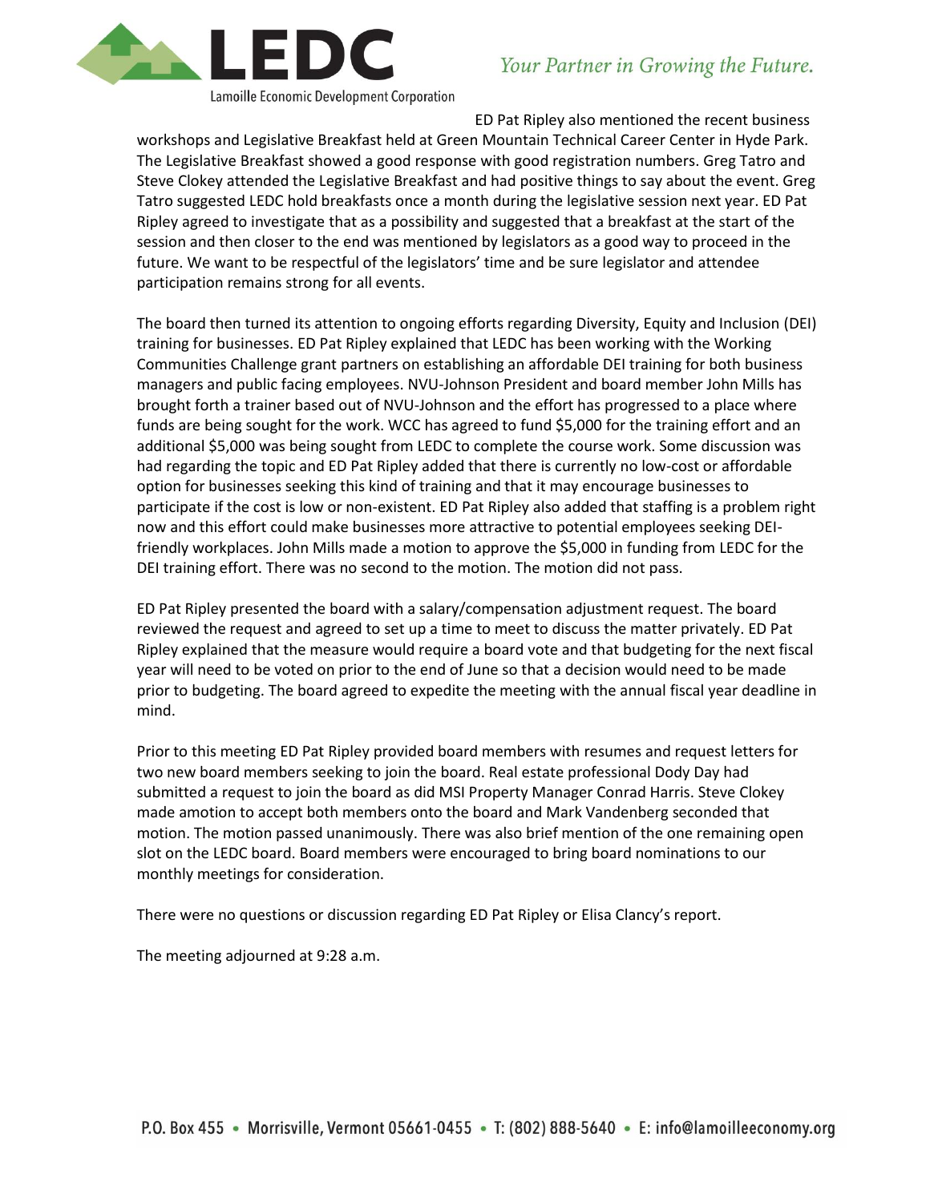ED Pat Ripley also mentioned the recent business workshops and Legislative Breakfast held at Green Mountain Technical Career Center in Hyde Park. The Legislative Breakfast showed a good response with good registration numbers. Greg Tatro and Steve Clokey attended the Legislative Breakfast and had positive things to say about the event. Greg Tatro suggested LEDC hold breakfasts once a month during the legislative session next year. ED Pat Ripley agreed to investigate that as a possibility and suggested that a breakfast at the start of the session and then closer to the end was mentioned by legislators as a good way to proceed in the future. We want to be respectful of the legislators' time and be sure legislator and attendee participation remains strong for all events.

The board then turned its attention to ongoing efforts regarding Diversity, Equity and Inclusion (DEI) training for businesses. ED Pat Ripley explained that LEDC has been working with the Working Communities Challenge grant partners on establishing an affordable DEI training for both business managers and public facing employees. NVU-Johnson President and board member John Mills has brought forth a trainer based out of NVU-Johnson and the effort has progressed to a place where funds are being sought for the work. WCC has agreed to fund $5,000 for the training effort and an additional $5,000 was being sought from LEDC to complete the course work. Some discussion was had regarding the topic and ED Pat Ripley added that there is currently no low-cost or affordable option for businesses seeking this kind of training and that it may encourage businesses to participate if the cost is low or non-existent. ED Pat Ripley also added that staffing is a problem right now and this effort could make businesses more attractive to potential employees seeking DEI-friendly workplaces. John Mills made a motion to approve the $5,000 in funding from LEDC for the DEI training effort. There was no second to the motion. The motion did not pass.

ED Pat Ripley presented the board with a salary/compensation adjustment request. The board reviewed the request and agreed to set up a time to meet to discuss the matter privately. ED Pat Ripley explained that the measure would require a board vote and that budgeting for the next fiscal year will need to be voted on prior to the end of June so that a decision would need to be made prior to budgeting. The board agreed to expedite the meeting with the annual fiscal year deadline in mind.

Prior to this meeting ED Pat Ripley provided board members with resumes and request letters for two new board members seeking to join the board. Real estate professional Dody Day had submitted a request to join the board as did MSI Property Manager Conrad Harris. Steve Clokey made amotion to accept both members onto the board and Mark Vandenberg seconded that motion. The motion passed unanimously. There was also brief mention of the one remaining open slot on the LEDC board. Board members were encouraged to bring board nominations to our monthly meetings for consideration.

There were no questions or discussion regarding ED Pat Ripley or Elisa Clancy's report.

The meeting adjourned at 9:28 a.m.